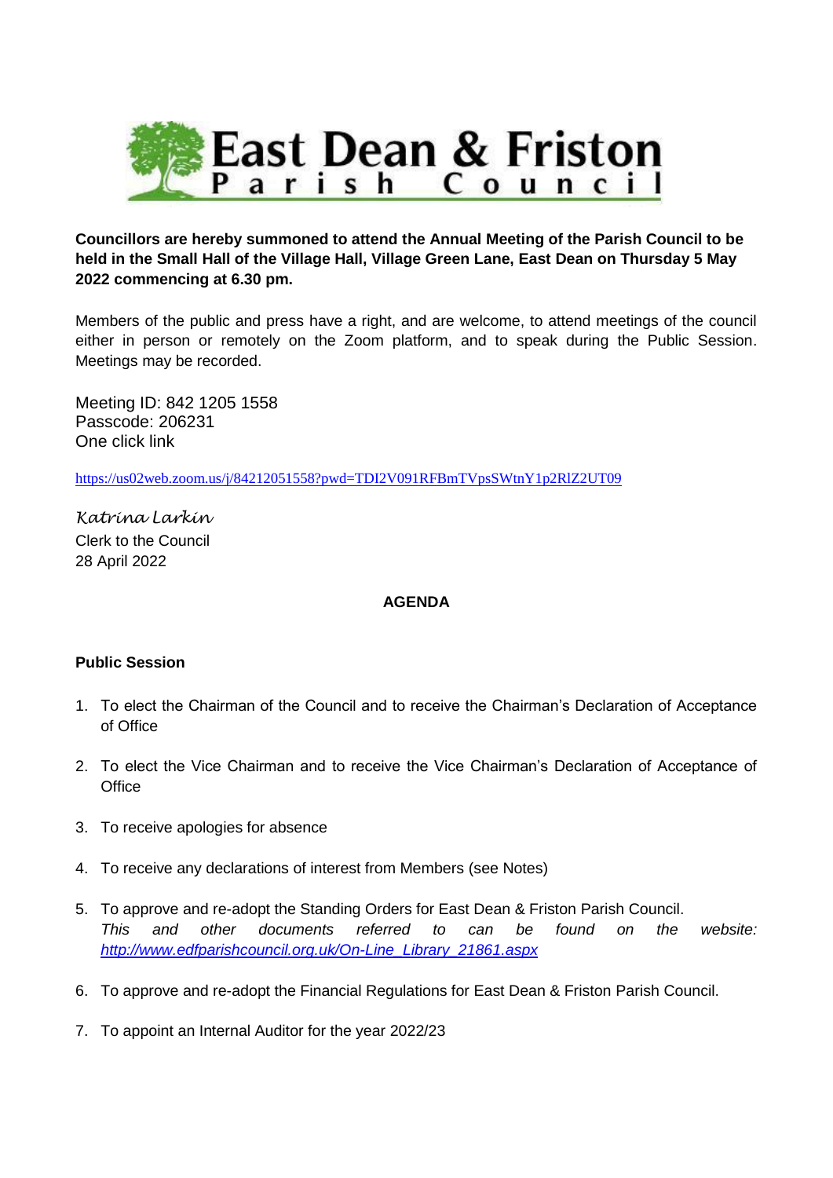# East Dean & Friston Parish Council

**Councillors are hereby summoned to attend the Annual Meeting of the Parish Council to be held in the Small Hall of the Village Hall, Village Green Lane, East Dean on Thursday 5 May 2022 commencing at 6.30 pm.**

Members of the public and press have a right, and are welcome, to attend meetings of the council either in person or remotely on the Zoom platform, and to speak during the Public Session. Meetings may be recorded.

Meeting ID: 842 1205 1558
Passcode: 206231
One click link

https://us02web.zoom.us/j/84212051558?pwd=TDI2V091RFBmTVpsSWtnY1p2RlZ2UT09

*Katrina Larkin*
Clerk to the Council
28 April 2022

**AGENDA**

**Public Session**

1. To elect the Chairman of the Council and to receive the Chairman's Declaration of Acceptance of Office

2. To elect the Vice Chairman and to receive the Vice Chairman's Declaration of Acceptance of Office

3. To receive apologies for absence

4. To receive any declarations of interest from Members (see Notes)

5. To approve and re-adopt the Standing Orders for East Dean & Friston Parish Council.
   *This and other documents referred to can be found on the website: http://www.edfparishcouncil.org.uk/On-Line_Library_21861.aspx*

6. To approve and re-adopt the Financial Regulations for East Dean & Friston Parish Council.

7. To appoint an Internal Auditor for the year 2022/23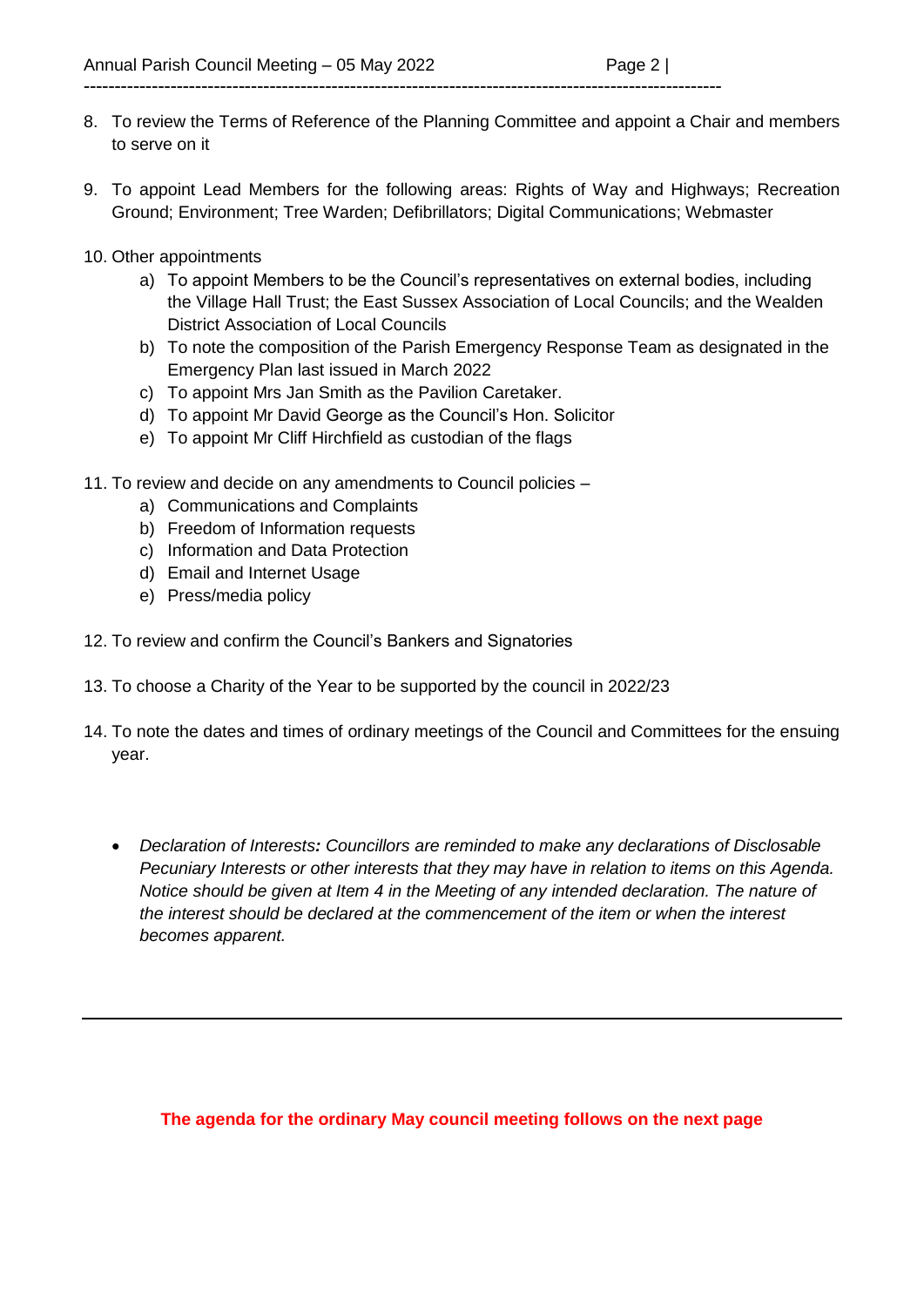8. To review the Terms of Reference of the Planning Committee and appoint a Chair and members to serve on it

9. To appoint Lead Members for the following areas: Rights of Way and Highways; Recreation Ground; Environment; Tree Warden; Defibrillators; Digital Communications; Webmaster

10. Other appointments
    a) To appoint Members to be the Council's representatives on external bodies, including the Village Hall Trust; the East Sussex Association of Local Councils; and the Wealden District Association of Local Councils
    b) To note the composition of the Parish Emergency Response Team as designated in the Emergency Plan last issued in March 2022
    c) To appoint Mrs Jan Smith as the Pavilion Caretaker.
    d) To appoint Mr David George as the Council's Hon. Solicitor
    e) To appoint Mr Cliff Hirchfield as custodian of the flags

11. To review and decide on any amendments to Council policies –
    a) Communications and Complaints
    b) Freedom of Information requests
    c) Information and Data Protection
    d) Email and Internet Usage
    e) Press/media policy

12. To review and confirm the Council's Bankers and Signatories

13. To choose a Charity of the Year to be supported by the council in 2022/23

14. To note the dates and times of ordinary meetings of the Council and Committees for the ensuing year.

- *Declaration of Interests**:** Councillors are reminded to make any declarations of Disclosable Pecuniary Interests or other interests that they may have in relation to items on this Agenda. Notice should be given at Item 4 in the Meeting of any intended declaration. The nature of the interest should be declared at the commencement of the item or when the interest becomes apparent.*

---

**The agenda for the ordinary May council meeting follows on the next page**